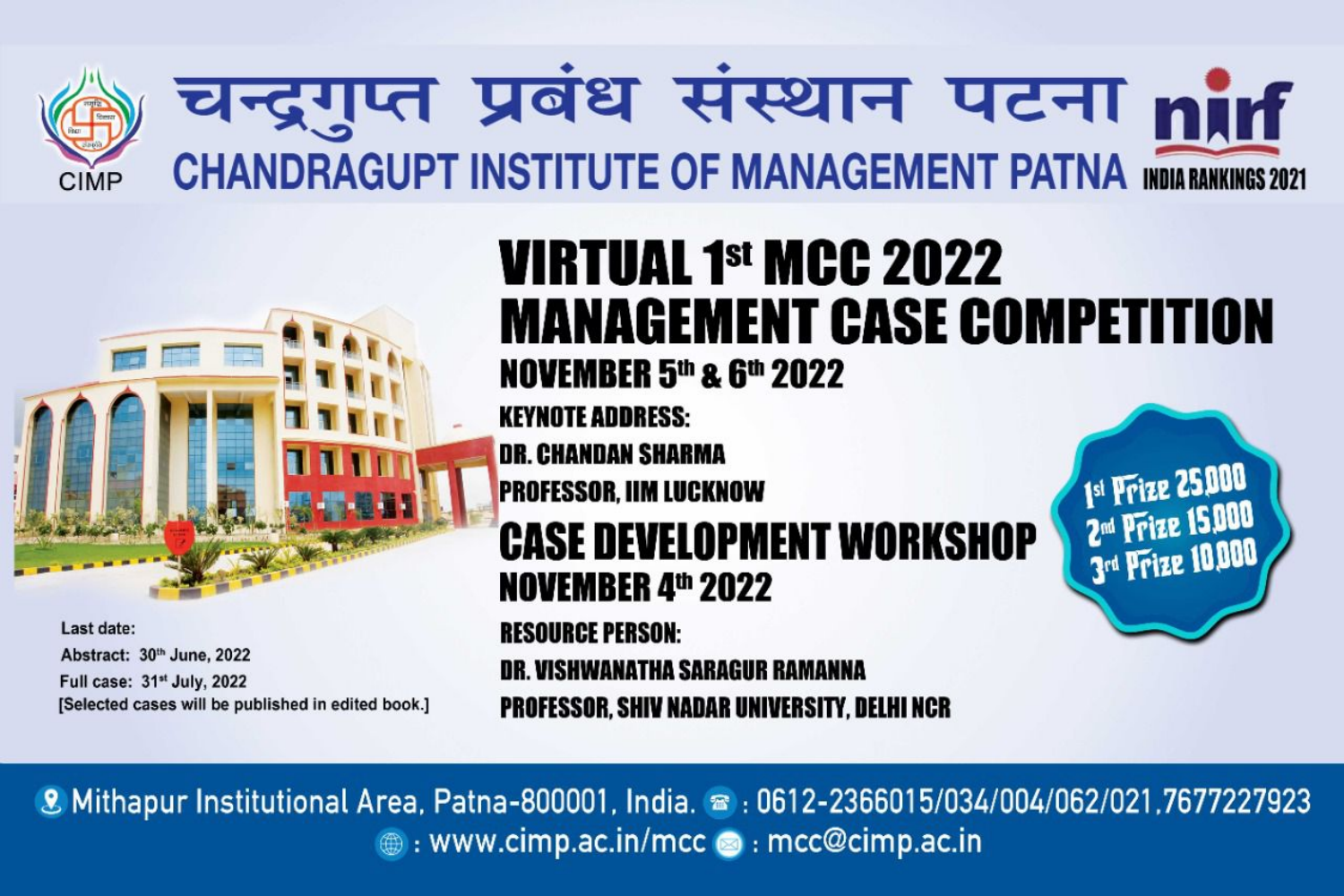# चन्द्रगुप्त प्रबंध संस्थान पटना

# CHANDRAGUPT INSTITUTE OF MANAGEMENT PATNA

CIMP

nirf INDIA RANKINGS 2021

## VIRTUAL 1st MCC 2022
## MANAGEMENT CASE COMPETITION

**NOVEMBER 5th & 6th 2022**

**KEYNOTE ADDRESS:**

**DR. CHANDAN SHARMA**

**PROFESSOR, IIM LUCKNOW**

## CASE DEVELOPMENT WORKSHOP

**NOVEMBER 4th 2022**

**RESOURCE PERSON:**

**DR. VISHWANATHA SARAGUR RAMANNA**

**PROFESSOR, SHIV NADAR UNIVERSITY, DELHI NCR**

1st Prize 25,000
2nd Prize 15,000
3rd Prize 10,000

Last date:
Abstract: 30th June, 2022
Full case: 31st July, 2022
[Selected cases will be published in edited book.]

Mithapur Institutional Area, Patna-800001, India. : 0612-2366015/034/004/062/021,7677227923

: www.cimp.ac.in/mcc : mcc@cimp.ac.in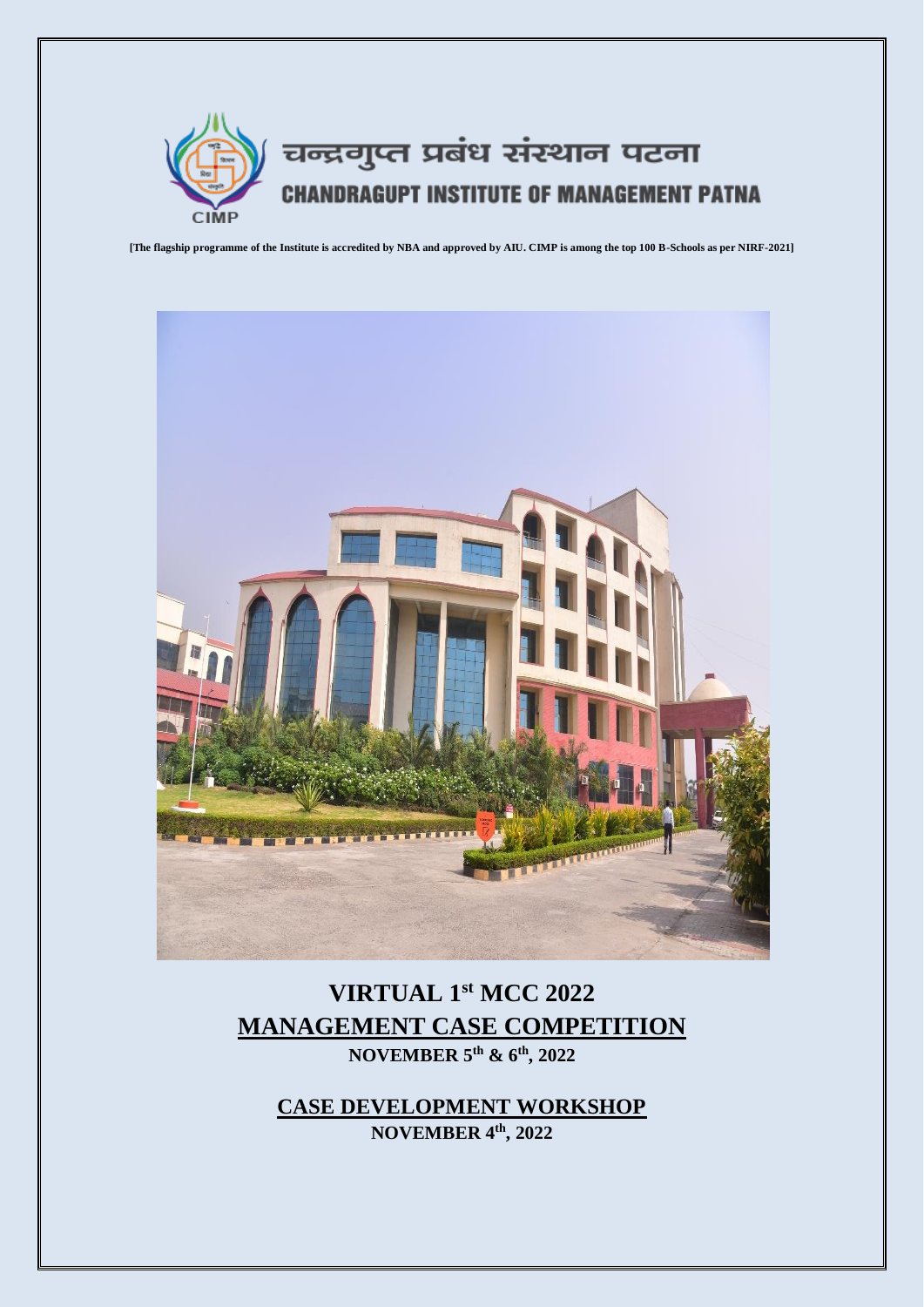चन्द्रगुप्त प्रबंध संस्थान पटना

CHANDRAGUPT INSTITUTE OF MANAGEMENT PATNA

**[The flagship programme of the Institute is accredited by NBA and approved by AIU. CIMP is among the top 100 B-Schools as per NIRF-2021]**

# VIRTUAL 1st MCC 2022

# MANAGEMENT CASE COMPETITION

**NOVEMBER 5th & 6th, 2022**

## CASE DEVELOPMENT WORKSHOP

**NOVEMBER 4th, 2022**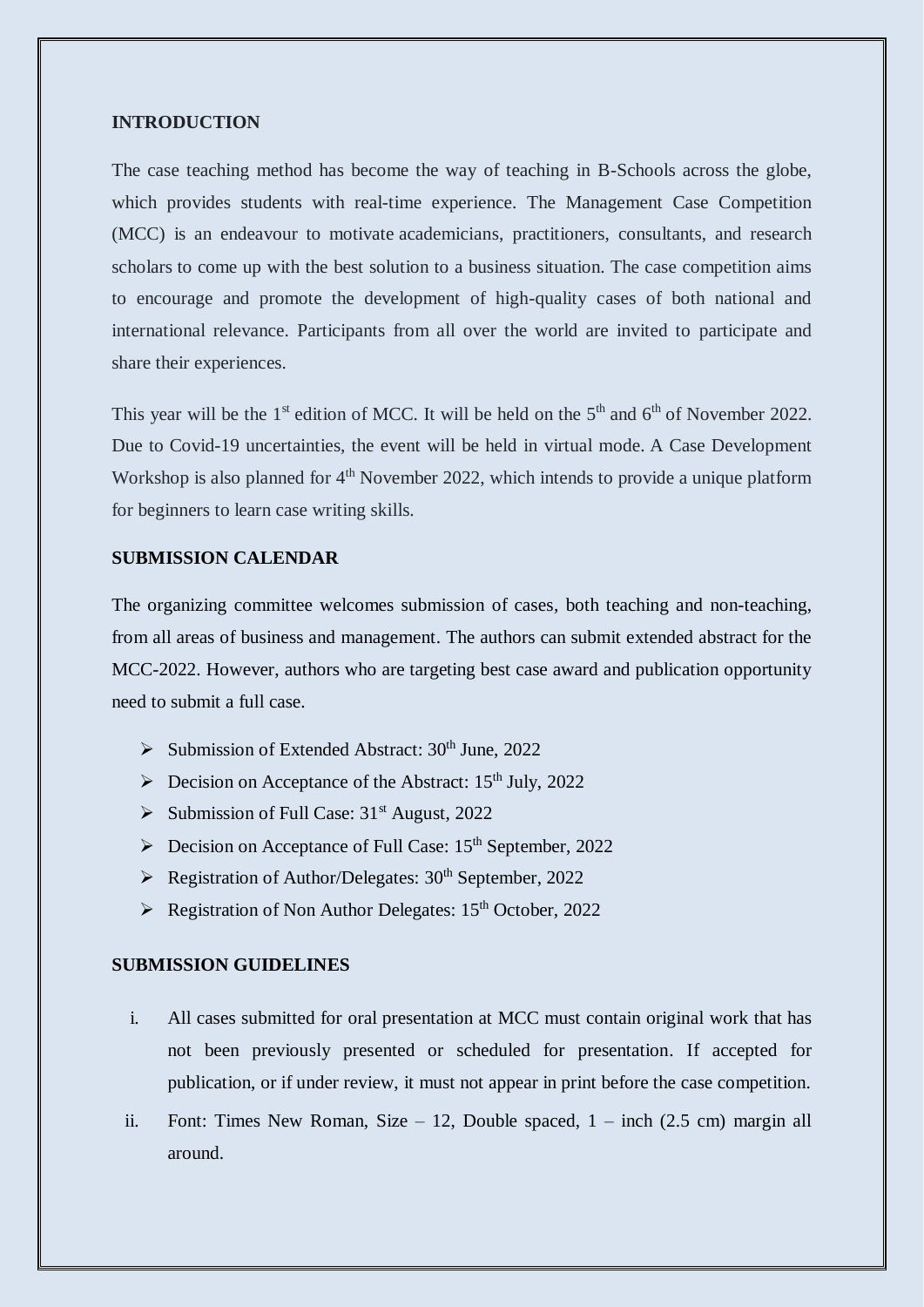## INTRODUCTION

The case teaching method has become the way of teaching in B-Schools across the globe, which provides students with real-time experience. The Management Case Competition (MCC) is an endeavour to motivate academicians, practitioners, consultants, and research scholars to come up with the best solution to a business situation. The case competition aims to encourage and promote the development of high-quality cases of both national and international relevance. Participants from all over the world are invited to participate and share their experiences.

This year will be the 1st edition of MCC. It will be held on the 5th and 6th of November 2022. Due to Covid-19 uncertainties, the event will be held in virtual mode. A Case Development Workshop is also planned for 4th November 2022, which intends to provide a unique platform for beginners to learn case writing skills.

## SUBMISSION CALENDAR

The organizing committee welcomes submission of cases, both teaching and non-teaching, from all areas of business and management. The authors can submit extended abstract for the MCC-2022. However, authors who are targeting best case award and publication opportunity need to submit a full case.

- Submission of Extended Abstract: 30th June, 2022
- Decision on Acceptance of the Abstract: 15th July, 2022
- Submission of Full Case: 31st August, 2022
- Decision on Acceptance of Full Case: 15th September, 2022
- Registration of Author/Delegates: 30th September, 2022
- Registration of Non Author Delegates: 15th October, 2022

## SUBMISSION GUIDELINES

i. All cases submitted for oral presentation at MCC must contain original work that has not been previously presented or scheduled for presentation. If accepted for publication, or if under review, it must not appear in print before the case competition.

ii. Font: Times New Roman, Size – 12, Double spaced, 1 – inch (2.5 cm) margin all around.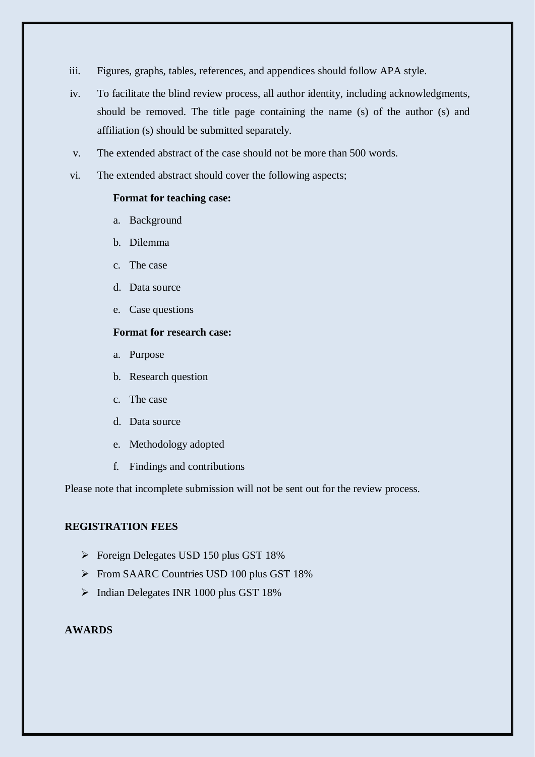iii. Figures, graphs, tables, references, and appendices should follow APA style.

iv. To facilitate the blind review process, all author identity, including acknowledgments, should be removed. The title page containing the name (s) of the author (s) and affiliation (s) should be submitted separately.

v. The extended abstract of the case should not be more than 500 words.

vi. The extended abstract should cover the following aspects;

**Format for teaching case:**

a. Background
b. Dilemma
c. The case
d. Data source
e. Case questions

**Format for research case:**

a. Purpose
b. Research question
c. The case
d. Data source
e. Methodology adopted
f. Findings and contributions

Please note that incomplete submission will not be sent out for the review process.

**REGISTRATION FEES**

- Foreign Delegates USD 150 plus GST 18%
- From SAARC Countries USD 100 plus GST 18%
- Indian Delegates INR 1000 plus GST 18%

**AWARDS**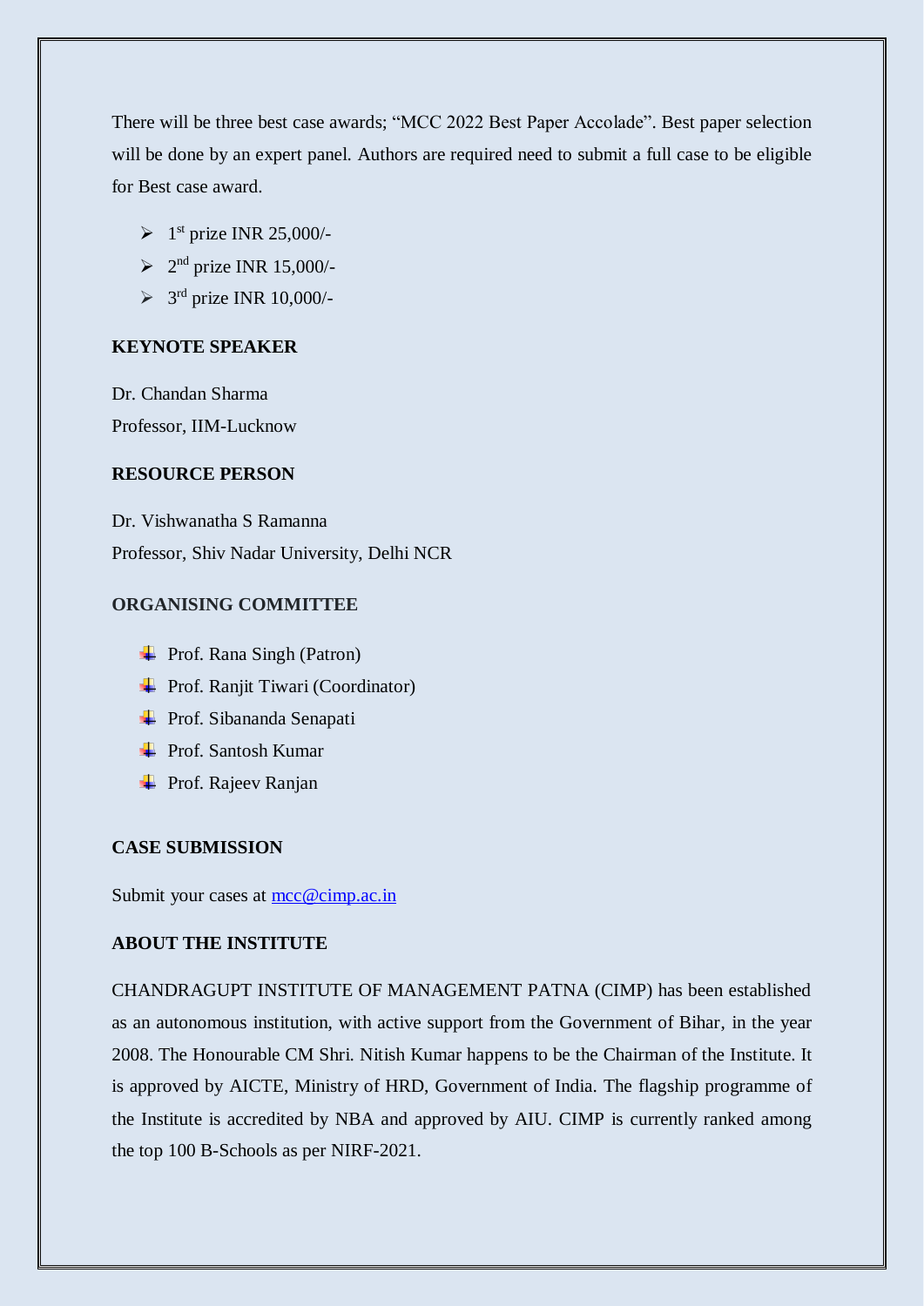There will be three best case awards; "MCC 2022 Best Paper Accolade". Best paper selection will be done by an expert panel. Authors are required need to submit a full case to be eligible for Best case award.

- 1st prize INR 25,000/-
- 2nd prize INR 15,000/-
- 3rd prize INR 10,000/-

## KEYNOTE SPEAKER

Dr. Chandan Sharma
Professor, IIM-Lucknow

## RESOURCE PERSON

Dr. Vishwanatha S Ramanna
Professor, Shiv Nadar University, Delhi NCR

## ORGANISING COMMITTEE

- Prof. Rana Singh (Patron)
- Prof. Ranjit Tiwari (Coordinator)
- Prof. Sibananda Senapati
- Prof. Santosh Kumar
- Prof. Rajeev Ranjan

## CASE SUBMISSION

Submit your cases at mcc@cimp.ac.in

## ABOUT THE INSTITUTE

CHANDRAGUPT INSTITUTE OF MANAGEMENT PATNA (CIMP) has been established as an autonomous institution, with active support from the Government of Bihar, in the year 2008. The Honourable CM Shri. Nitish Kumar happens to be the Chairman of the Institute. It is approved by AICTE, Ministry of HRD, Government of India. The flagship programme of the Institute is accredited by NBA and approved by AIU. CIMP is currently ranked among the top 100 B-Schools as per NIRF-2021.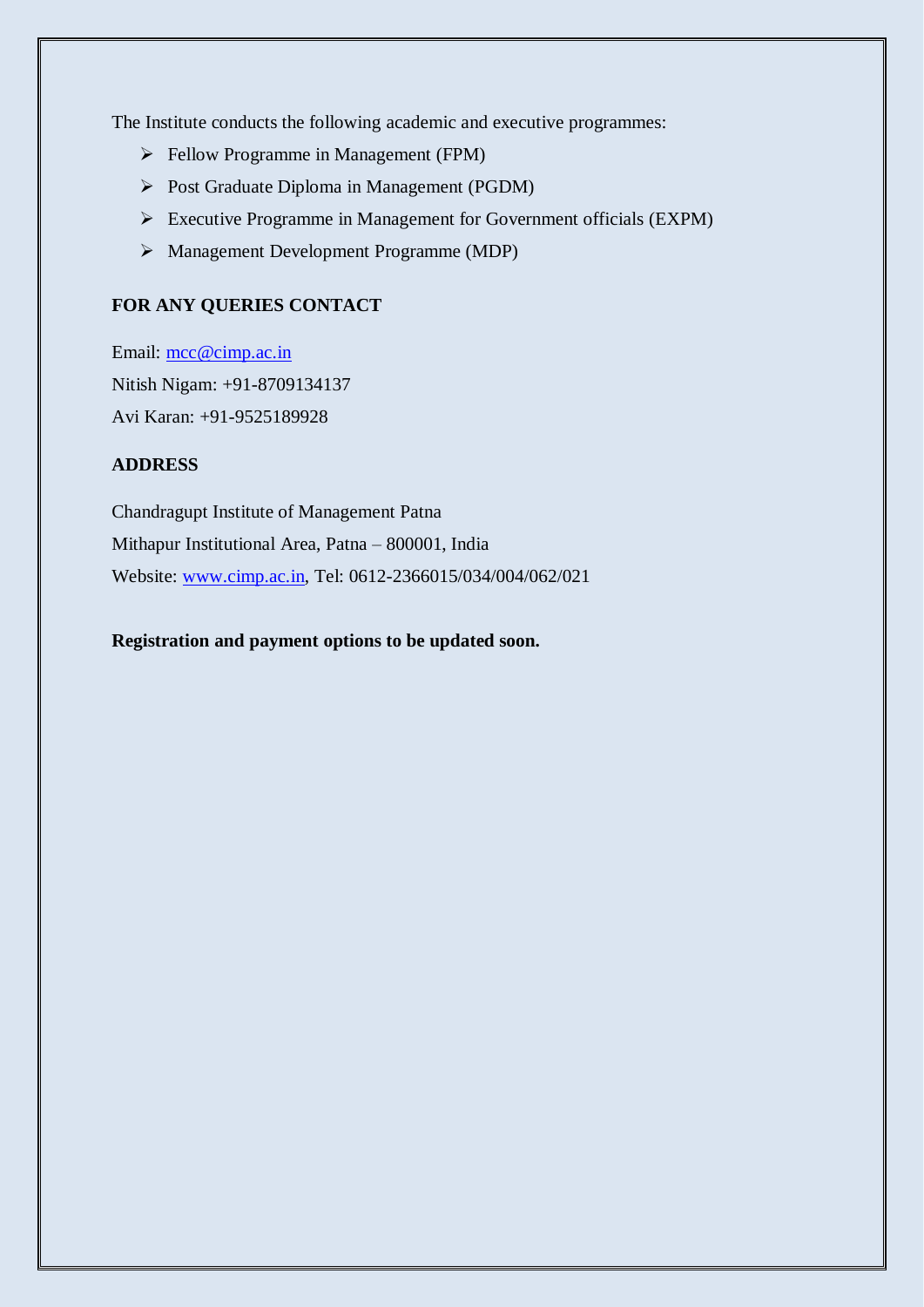The Institute conducts the following academic and executive programmes:

- Fellow Programme in Management (FPM)
- Post Graduate Diploma in Management (PGDM)
- Executive Programme in Management for Government officials (EXPM)
- Management Development Programme (MDP)

**FOR ANY QUERIES CONTACT**

Email: mcc@cimp.ac.in

Nitish Nigam: +91-8709134137

Avi Karan: +91-9525189928

**ADDRESS**

Chandragupt Institute of Management Patna

Mithapur Institutional Area, Patna – 800001, India

Website: www.cimp.ac.in, Tel: 0612-2366015/034/004/062/021

**Registration and payment options to be updated soon.**